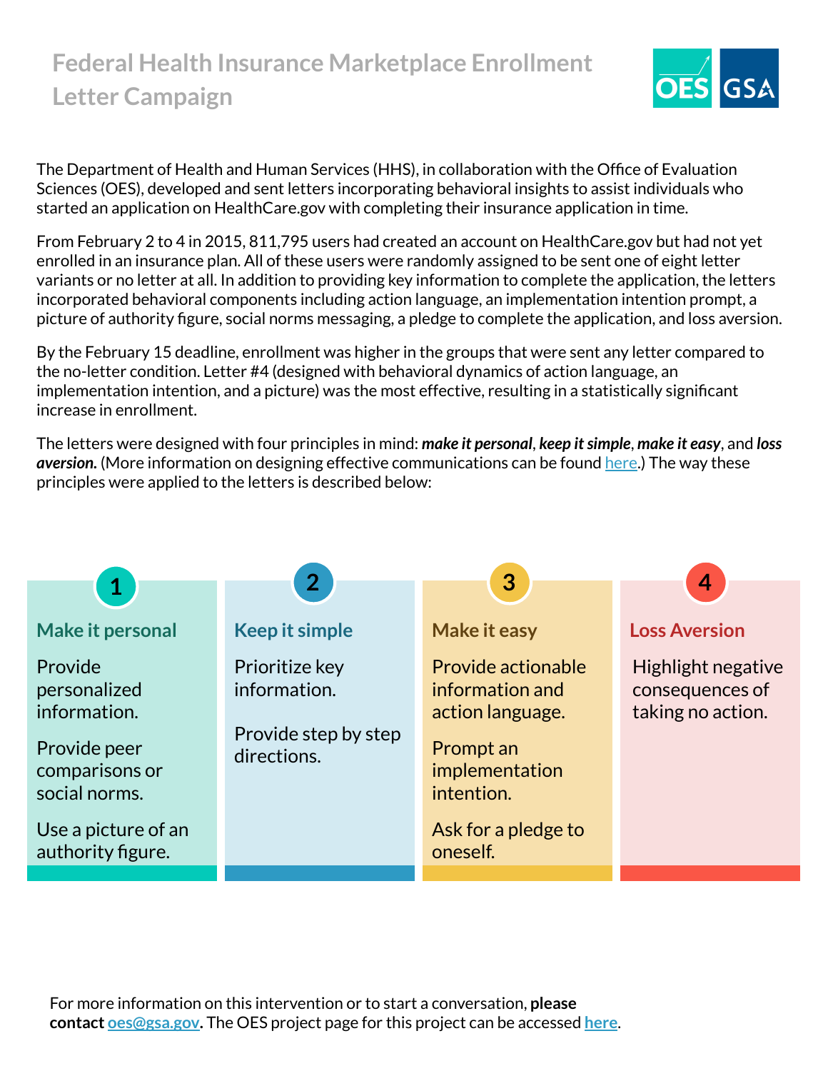# Federal Health Insurance Marketplace Enrollment Letter Campaign

The Department of Health and Human Services (HHS), in collaboration with the Office of Evaluation Sciences (OES), developed and sent letters incorporating behavioral insights to assist individuals who started an application on HealthCare.gov with completing their insurance application in time.

From February 2 to 4 in 2015, 811,795 users had created an account on HealthCare.gov but had not yet enrolled in an insurance plan. All of these users were randomly assigned to be sent one of eight letter variants or no letter at all. In addition to providing key information to complete the application, the letters incorporated behavioral components including action language, an implementation intention prompt, a picture of authority figure, social norms messaging, a pledge to complete the application, and loss aversion.

By the February 15 deadline, enrollment was higher in the groups that were sent any letter compared to the no-letter condition. Letter #4 (designed with behavioral dynamics of action language, an implementation intention, and a picture) was the most effective, resulting in a statistically significant increase in enrollment.

The letters were designed with four principles in mind: ***make it personal***, ***keep it simple***, ***make it easy***, and ***loss aversion.*** (More information on designing effective communications can be found here.) The way these principles were applied to the letters is described below:

## 1 Make it personal

Provide personalized information.

Provide peer comparisons or social norms.

Use a picture of an authority figure.

## 2 Keep it simple

Prioritize key information.

Provide step by step directions.

## 3 Make it easy

Provide actionable information and action language.

Prompt an implementation intention.

Ask for a pledge to oneself.

## 4 Loss Aversion

Highlight negative consequences of taking no action.

For more information on this intervention or to start a conversation, **please contact oes@gsa.gov.** The OES project page for this project can be accessed **here**.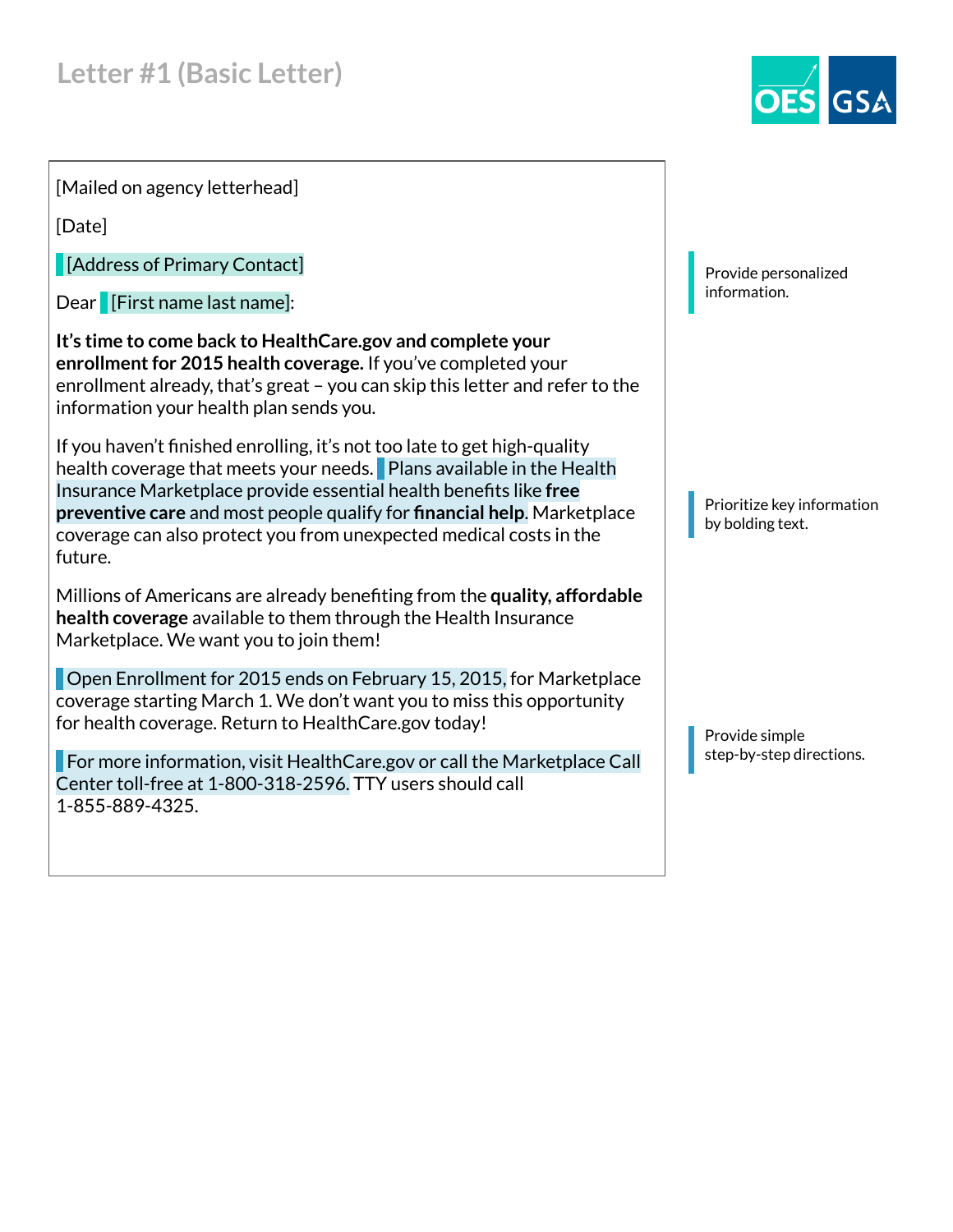# Letter #1 (Basic Letter)

[Mailed on agency letterhead]

[Date]

[Address of Primary Contact]

Dear [First name last name]:

**It's time to come back to HealthCare.gov and complete your enrollment for 2015 health coverage.** If you've completed your enrollment already, that's great – you can skip this letter and refer to the information your health plan sends you.

If you haven't finished enrolling, it's not too late to get high-quality health coverage that meets your needs. Plans available in the Health Insurance Marketplace provide essential health benefits like **free preventive care** and most people qualify for **financial help**. Marketplace coverage can also protect you from unexpected medical costs in the future.

Millions of Americans are already benefiting from the **quality, affordable health coverage** available to them through the Health Insurance Marketplace. We want you to join them!

Open Enrollment for 2015 ends on February 15, 2015, for Marketplace coverage starting March 1. We don't want you to miss this opportunity for health coverage. Return to HealthCare.gov today!

For more information, visit HealthCare.gov or call the Marketplace Call Center toll-free at 1-800-318-2596. TTY users should call 1-855-889-4325.

Provide personalized information.

Prioritize key information by bolding text.

Provide simple step-by-step directions.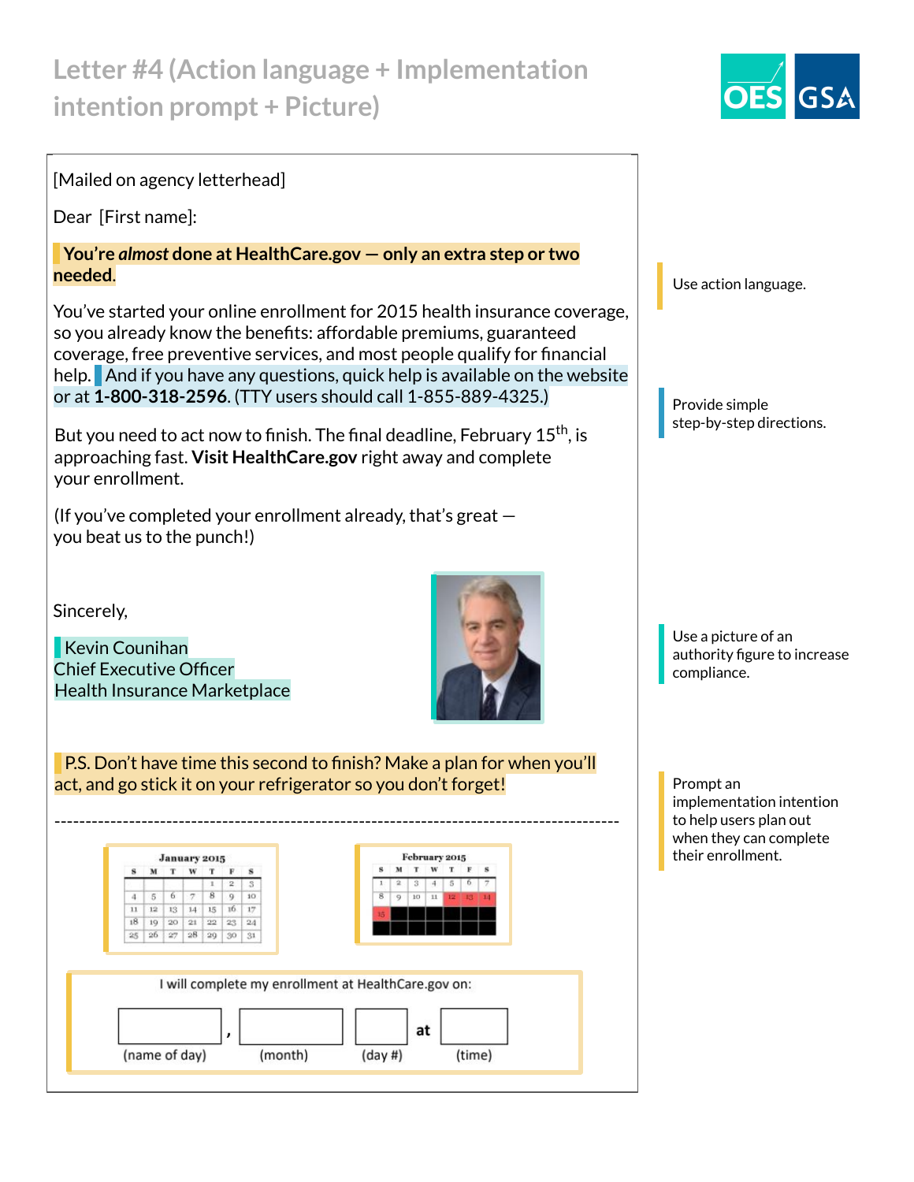# Letter #4 (Action language + Implementation intention prompt + Picture)

OES GSA

[Mailed on agency letterhead]

Dear [First name]:

**You're *almost* done at HealthCare.gov — only an extra step or two needed.**

You've started your online enrollment for 2015 health insurance coverage, so you already know the benefits: affordable premiums, guaranteed coverage, free preventive services, and most people qualify for financial help. And if you have any questions, quick help is available on the website or at **1-800-318-2596**. (TTY users should call 1-855-889-4325.)

But you need to act now to finish. The final deadline, February 15th, is approaching fast. **Visit HealthCare.gov** right away and complete your enrollment.

(If you've completed your enrollment already, that's great — you beat us to the punch!)

Sincerely,

Kevin Counihan
Chief Executive Officer
Health Insurance Marketplace

P.S. Don't have time this second to finish? Make a plan for when you'll act, and go stick it on your refrigerator so you don't forget!

---

**January 2015**

| S | M | T | W | T | F | S |
|---|---|---|---|---|---|---|
| | | | | 1 | 2 | 3 |
| 4 | 5 | 6 | 7 | 8 | 9 | 10 |
| 11 | 12 | 13 | 14 | 15 | 16 | 17 |
| 18 | 19 | 20 | 21 | 22 | 23 | 24 |
| 25 | 26 | 27 | 28 | 29 | 30 | 31 |

**February 2015**

| S | M | T | W | T | F | S |
|---|---|---|---|---|---|---|
| 1 | 2 | 3 | 4 | 5 | 6 | 7 |
| 8 | 9 | 10 | 11 | 12 | 13 | 14 |
| 15 | | | | | | |

I will complete my enrollment at HealthCare.gov on:

_______ (name of day), _______ (month) _______ (day #) at _______ (time)

---

Use action language.

Provide simple step-by-step directions.

Use a picture of an authority figure to increase compliance.

Prompt an implementation intention to help users plan out when they can complete their enrollment.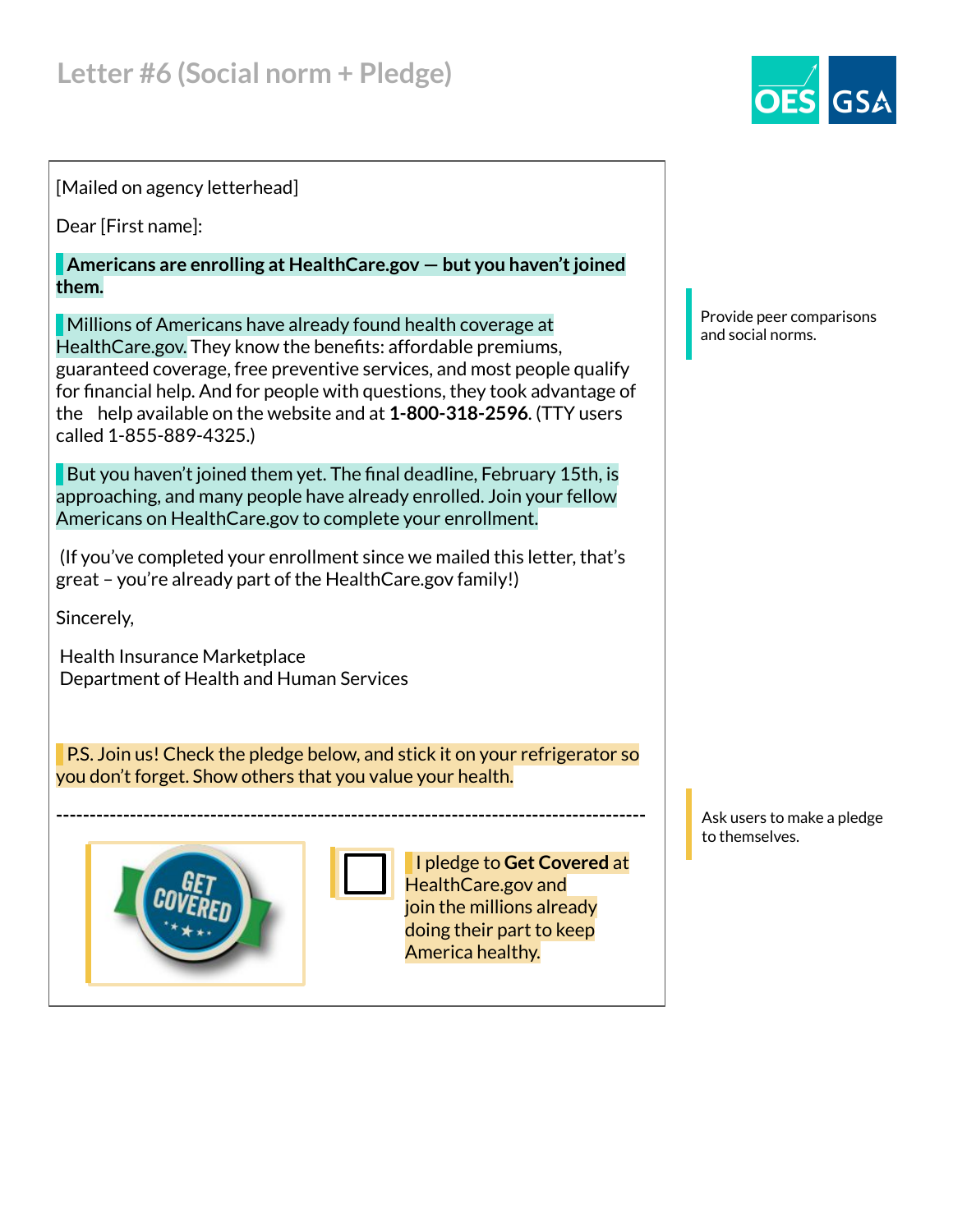# Letter #6 (Social norm + Pledge)

[Mailed on agency letterhead]

Dear [First name]:

**Americans are enrolling at HealthCare.gov — but you haven't joined them.**

Millions of Americans have already found health coverage at HealthCare.gov. They know the benefits: affordable premiums, guaranteed coverage, free preventive services, and most people qualify for financial help. And for people with questions, they took advantage of the help available on the website and at **1-800-318-2596**. (TTY users called 1-855-889-4325.)

But you haven't joined them yet. The final deadline, February 15th, is approaching, and many people have already enrolled. Join your fellow Americans on HealthCare.gov to complete your enrollment.

(If you've completed your enrollment since we mailed this letter, that's great – you're already part of the HealthCare.gov family!)

Sincerely,

Health Insurance Marketplace
Department of Health and Human Services

P.S. Join us! Check the pledge below, and stick it on your refrigerator so you don't forget. Show others that you value your health.

---

GET COVERED

☐ I pledge to **Get Covered** at HealthCare.gov and join the millions already doing their part to keep America healthy.

Provide peer comparisons and social norms.

Ask users to make a pledge to themselves.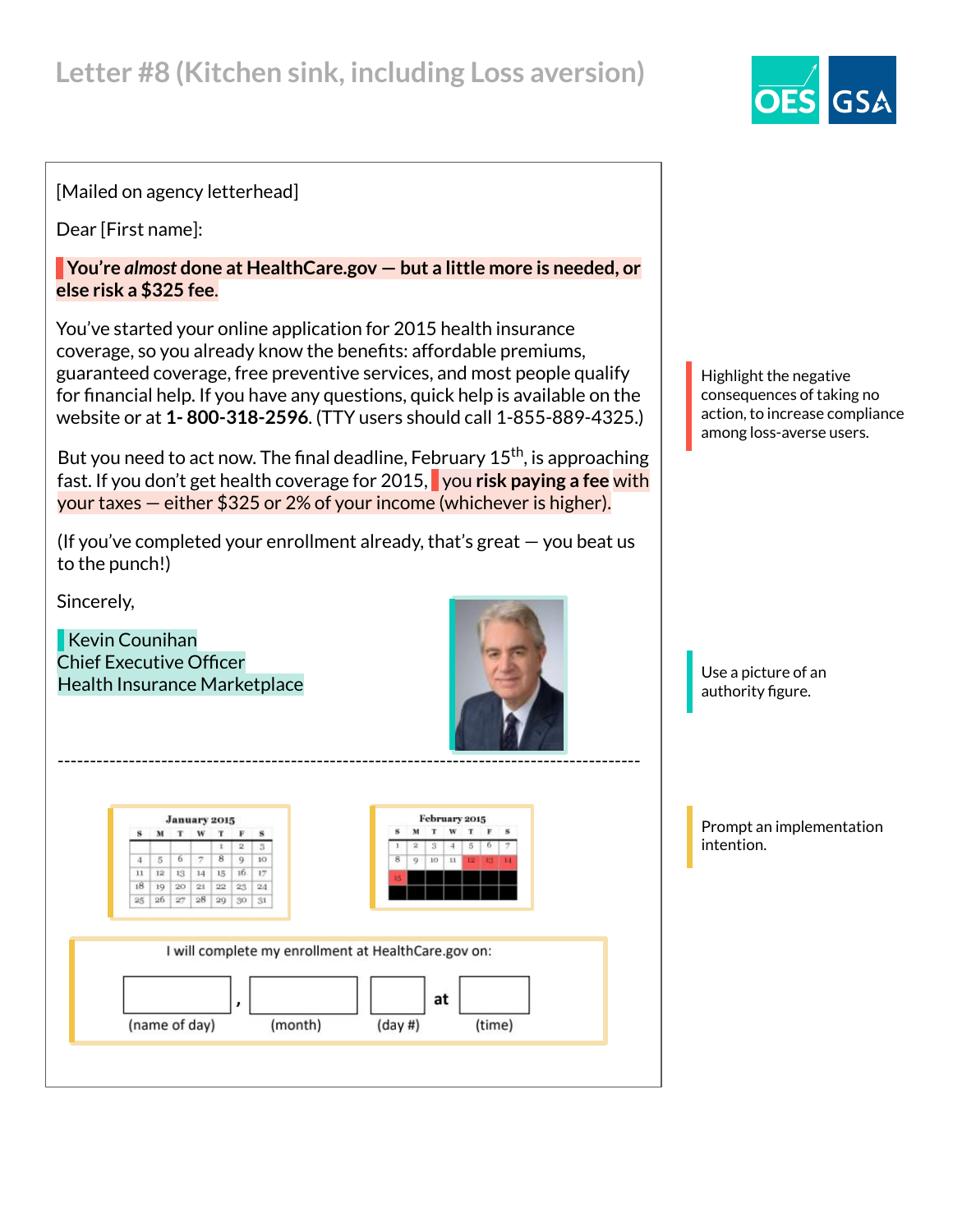# Letter #8 (Kitchen sink, including Loss aversion)

[Mailed on agency letterhead]

Dear [First name]:

**You're *almost* done at HealthCare.gov — but a little more is needed, or else risk a $325 fee.**

You've started your online application for 2015 health insurance coverage, so you already know the benefits: affordable premiums, guaranteed coverage, free preventive services, and most people qualify for financial help. If you have any questions, quick help is available on the website or at **1- 800-318-2596**. (TTY users should call 1-855-889-4325.)

But you need to act now. The final deadline, February 15th, is approaching fast. If you don't get health coverage for 2015, you **risk paying a fee** with your taxes — either $325 or 2% of your income (whichever is higher).

(If you've completed your enrollment already, that's great — you beat us to the punch!)

Sincerely,

Kevin Counihan
Chief Executive Officer
Health Insurance Marketplace

---

January 2015

| S | M | T | W | T | F | S |
|---|---|---|---|---|---|---|
| | | | | 1 | 2 | 3 |
| 4 | 5 | 6 | 7 | 8 | 9 | 10 |
| 11 | 12 | 13 | 14 | 15 | 16 | 17 |
| 18 | 19 | 20 | 21 | 22 | 23 | 24 |
| 25 | 26 | 27 | 28 | 29 | 30 | 31 |

February 2015

| S | M | T | W | T | F | S |
|---|---|---|---|---|---|---|
| 1 | 2 | 3 | 4 | 5 | 6 | 7 |
| 8 | 9 | 10 | 11 | 12 | 13 | 14 |
| 15 | | | | | | |

I will complete my enrollment at HealthCare.gov on:

(name of day) , (month) (day #) at (time)

Highlight the negative consequences of taking no action, to increase compliance among loss-averse users.

Use a picture of an authority figure.

Prompt an implementation intention.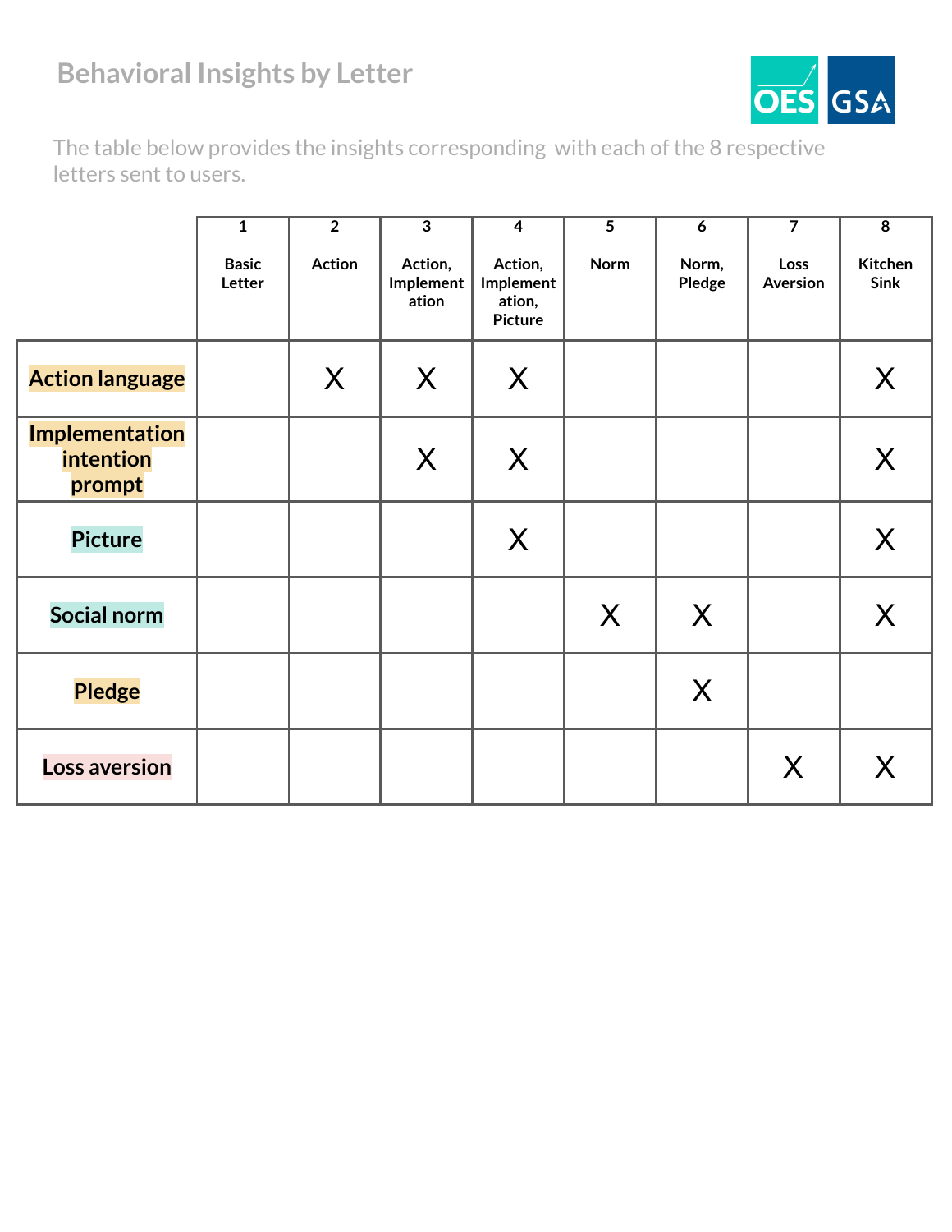# Behavioral Insights by Letter

The table below provides the insights corresponding with each of the 8 respective letters sent to users.

| | 1<br><br>Basic Letter | 2<br><br>Action | 3<br><br>Action, Implementation | 4<br><br>Action, Implementation, Picture | 5<br><br>Norm | 6<br><br>Norm, Pledge | 7<br><br>Loss Aversion | 8<br><br>Kitchen Sink |
|---|---|---|---|---|---|---|---|---|
| Action language | | X | X | X | | | | X |
| Implementation intention prompt | | | X | X | | | | X |
| Picture | | | | X | | | | X |
| Social norm | | | | | X | X | | X |
| Pledge | | | | | | X | | |
| Loss aversion | | | | | | | X | X |